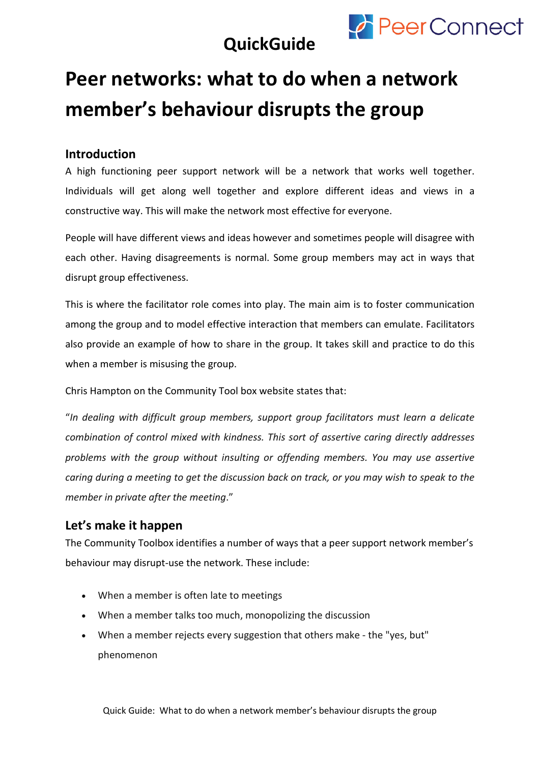QuickGuide

PeerConnect

# Peer networks: what to do when a network member's behaviour disrupts the group

## Introduction

A high functioning peer support network will be a network that works well together. Individuals will get along well together and explore different ideas and views in a constructive way. This will make the network most effective for everyone.

People will have different views and ideas however and sometimes people will disagree with each other. Having disagreements is normal. Some group members may act in ways that disrupt group effectiveness.

This is where the facilitator role comes into play. The main aim is to foster communication among the group and to model effective interaction that members can emulate. Facilitators also provide an example of how to share in the group. It takes skill and practice to do this when a member is misusing the group.

Chris Hampton on the Community Tool box website states that:

"*In dealing with difficult group members, support group facilitators must learn a delicate combination of control mixed with kindness. This sort of assertive caring directly addresses problems with the group without insulting or offending members. You may use assertive caring during a meeting to get the discussion back on track, or you may wish to speak to the member in private after the meeting*."

## Let's make it happen

The Community Toolbox identifies a number of ways that a peer support network member's behaviour may disrupt-use the network. These include:

- When a member is often late to meetings
- When a member talks too much, monopolizing the discussion
- When a member rejects every suggestion that others make - the "yes, but" phenomenon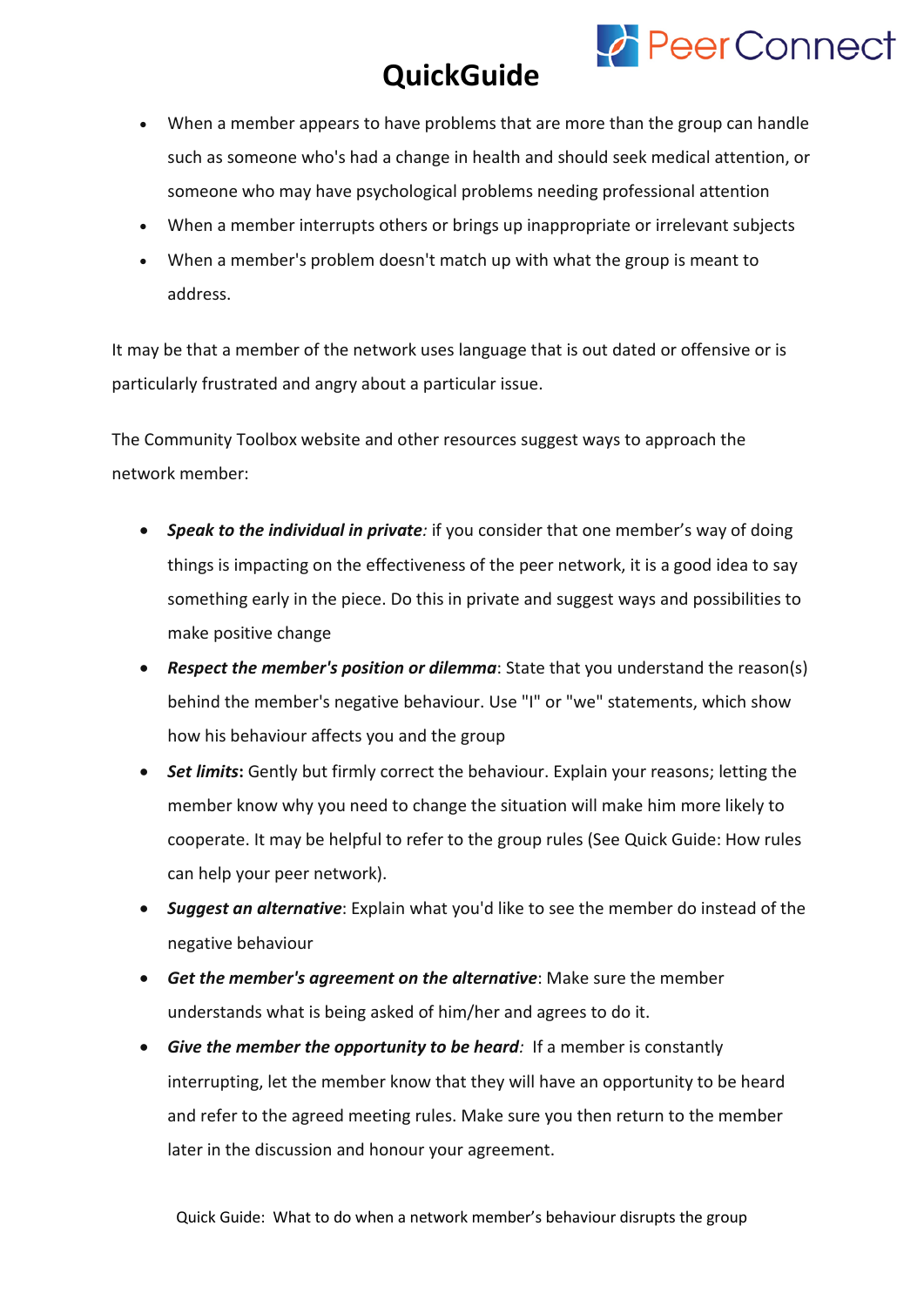- When a member appears to have problems that are more than the group can handle such as someone who's had a change in health and should seek medical attention, or someone who may have psychological problems needing professional attention
- When a member interrupts others or brings up inappropriate or irrelevant subjects
- When a member's problem doesn't match up with what the group is meant to address.

It may be that a member of the network uses language that is out dated or offensive or is particularly frustrated and angry about a particular issue.

The Community Toolbox website and other resources suggest ways to approach the network member:

- ***Speak to the individual in private****:* if you consider that one member's way of doing things is impacting on the effectiveness of the peer network, it is a good idea to say something early in the piece. Do this in private and suggest ways and possibilities to make positive change
- ***Respect the member's position or dilemma***: State that you understand the reason(s) behind the member's negative behaviour. Use "I" or "we" statements, which show how his behaviour affects you and the group
- ***Set limits*****:** Gently but firmly correct the behaviour. Explain your reasons; letting the member know why you need to change the situation will make him more likely to cooperate. It may be helpful to refer to the group rules (See Quick Guide: How rules can help your peer network).
- ***Suggest an alternative***: Explain what you'd like to see the member do instead of the negative behaviour
- ***Get the member's agreement on the alternative***: Make sure the member understands what is being asked of him/her and agrees to do it.
- ***Give the member the opportunity to be heard****:* If a member is constantly interrupting, let the member know that they will have an opportunity to be heard and refer to the agreed meeting rules. Make sure you then return to the member later in the discussion and honour your agreement.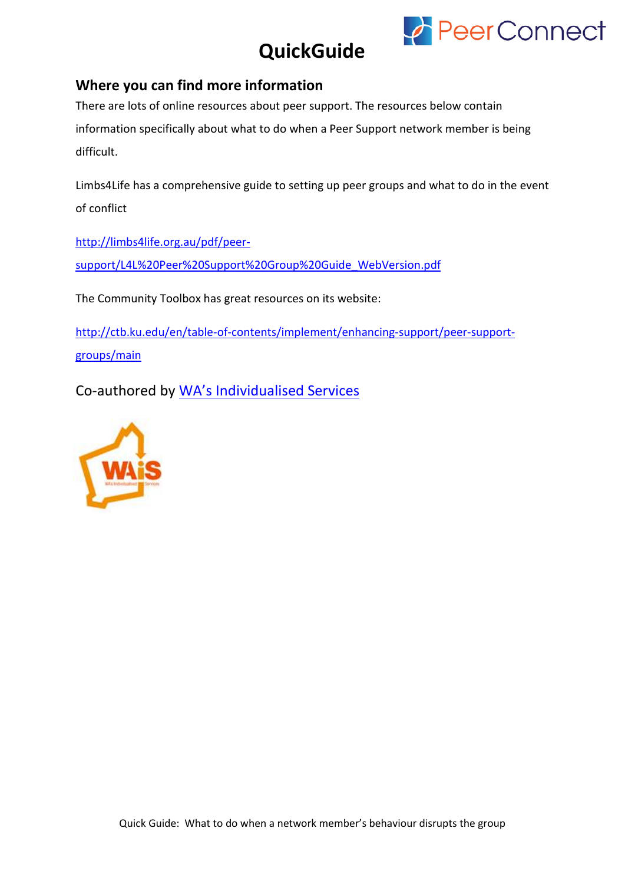# QuickGuide

## Where you can find more information

There are lots of online resources about peer support. The resources below contain information specifically about what to do when a Peer Support network member is being difficult.

Limbs4Life has a comprehensive guide to setting up peer groups and what to do in the event of conflict

http://limbs4life.org.au/pdf/peer-support/L4L%20Peer%20Support%20Group%20Guide_WebVersion.pdf

The Community Toolbox has great resources on its website:

http://ctb.ku.edu/en/table-of-contents/implement/enhancing-support/peer-support-groups/main

Co-authored by WA's Individualised Services